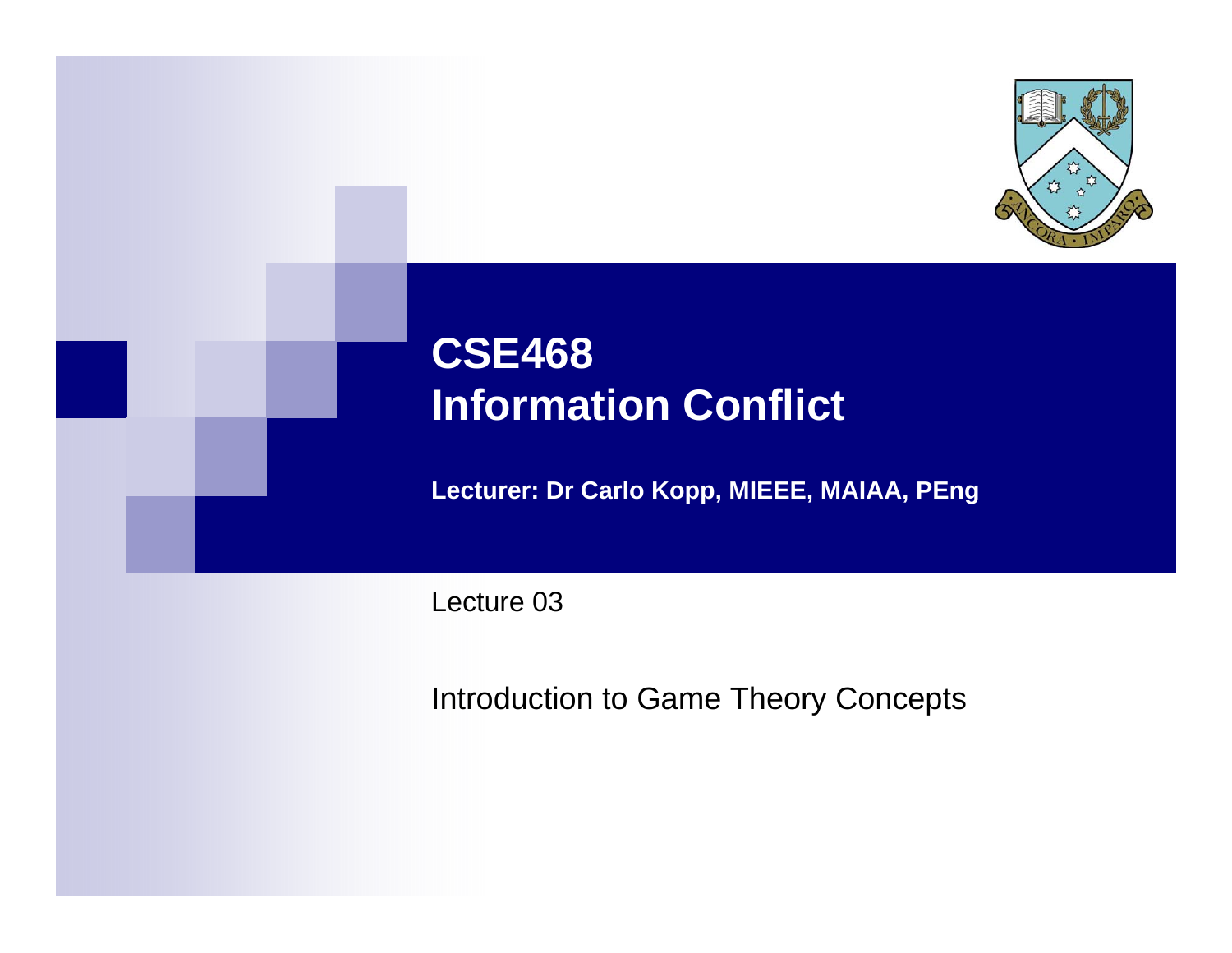# CSE468 Information Conflict

**Lecturer: Dr Carlo Kopp, MIEEE, MAIAA, PEng**

Lecture 03

Introduction to Game Theory Concepts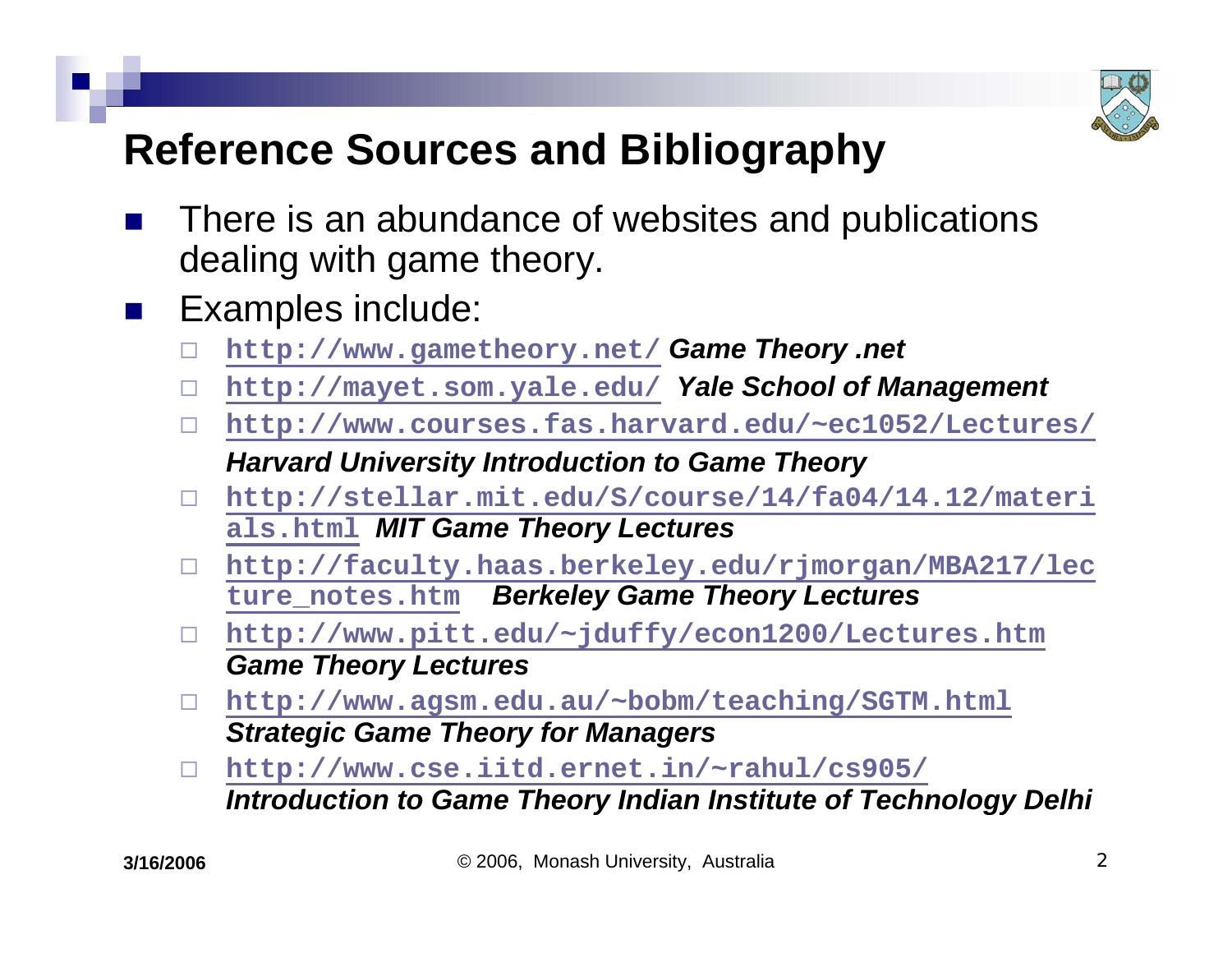# Reference Sources and Bibliography

- There is an abundance of websites and publications dealing with game theory.
- Examples include:
  - http://www.gametheory.net/ ***Game Theory .net***
  - http://mayet.som.yale.edu/ ***Yale School of Management***
  - http://www.courses.fas.harvard.edu/~ec1052/Lectures/ ***Harvard University Introduction to Game Theory***
  - http://stellar.mit.edu/S/course/14/fa04/14.12/materials.html ***MIT Game Theory Lectures***
  - http://faculty.haas.berkeley.edu/rjmorgan/MBA217/lecture_notes.htm ***Berkeley Game Theory Lectures***
  - http://www.pitt.edu/~jduffy/econ1200/Lectures.htm ***Game Theory Lectures***
  - http://www.agsm.edu.au/~bobm/teaching/SGTM.html ***Strategic Game Theory for Managers***
  - http://www.cse.iitd.ernet.in/~rahul/cs905/ ***Introduction to Game Theory Indian Institute of Technology Delhi***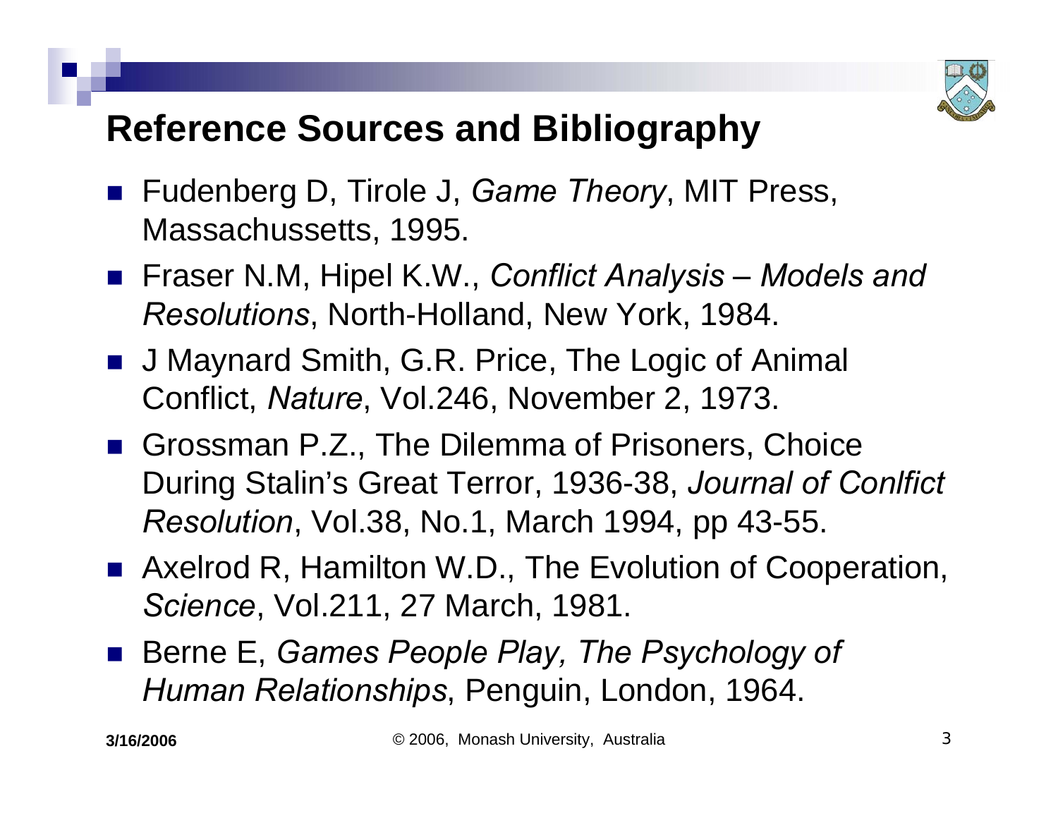## Reference Sources and Bibliography

- Fudenberg D, Tirole J, *Game Theory*, MIT Press, Massachussetts, 1995.
- Fraser N.M, Hipel K.W., *Conflict Analysis – Models and Resolutions*, North-Holland, New York, 1984.
- J Maynard Smith, G.R. Price, The Logic of Animal Conflict, *Nature*, Vol.246, November 2, 1973.
- Grossman P.Z., The Dilemma of Prisoners, Choice During Stalin's Great Terror, 1936-38, *Journal of Conlfict Resolution*, Vol.38, No.1, March 1994, pp 43-55.
- Axelrod R, Hamilton W.D., The Evolution of Cooperation, *Science*, Vol.211, 27 March, 1981.
- Berne E, *Games People Play, The Psychology of Human Relationships*, Penguin, London, 1964.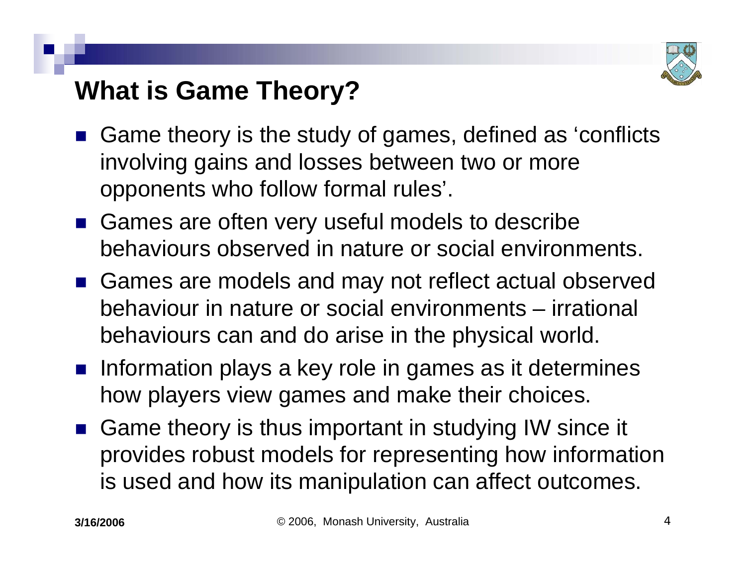## What is Game Theory?

- Game theory is the study of games, defined as 'conflicts involving gains and losses between two or more opponents who follow formal rules'.
- Games are often very useful models to describe behaviours observed in nature or social environments.
- Games are models and may not reflect actual observed behaviour in nature or social environments – irrational behaviours can and do arise in the physical world.
- Information plays a key role in games as it determines how players view games and make their choices.
- Game theory is thus important in studying IW since it provides robust models for representing how information is used and how its manipulation can affect outcomes.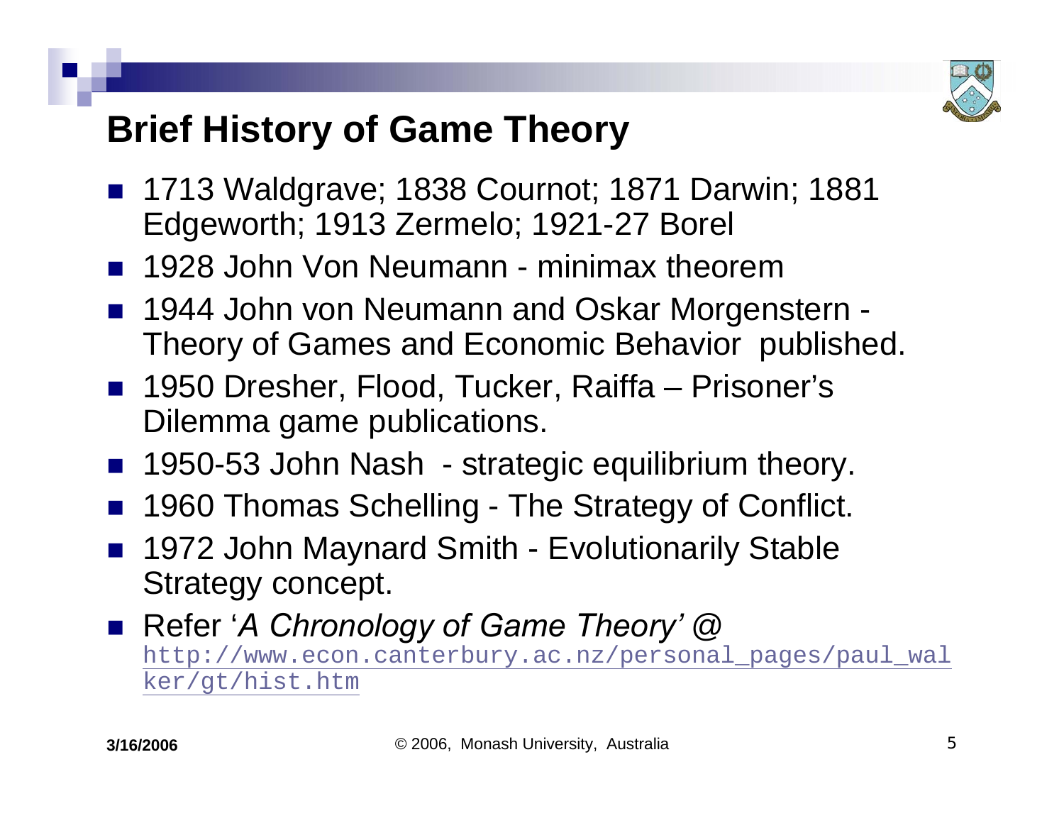# Brief History of Game Theory

- 1713 Waldgrave; 1838 Cournot; 1871 Darwin; 1881 Edgeworth; 1913 Zermelo; 1921-27 Borel
- 1928 John Von Neumann - minimax theorem
- 1944 John von Neumann and Oskar Morgenstern - Theory of Games and Economic Behavior published.
- 1950 Dresher, Flood, Tucker, Raiffa – Prisoner's Dilemma game publications.
- 1950-53 John Nash - strategic equilibrium theory.
- 1960 Thomas Schelling - The Strategy of Conflict.
- 1972 John Maynard Smith - Evolutionarily Stable Strategy concept.
- Refer '*A Chronology of Game Theory'* @ http://www.econ.canterbury.ac.nz/personal_pages/paul_walker/gt/hist.htm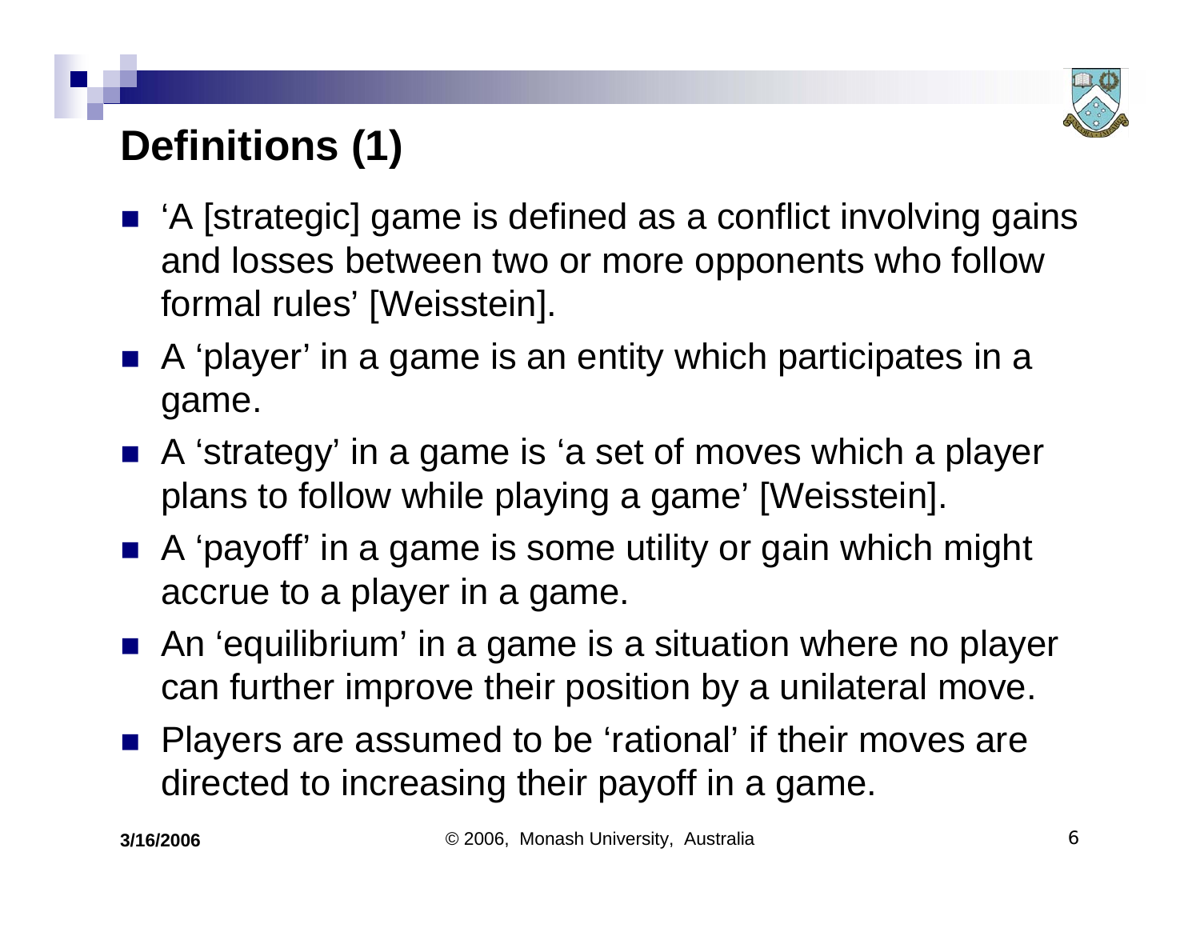## Definitions (1)

- 'A [strategic] game is defined as a conflict involving gains and losses between two or more opponents who follow formal rules' [Weisstein].
- A 'player' in a game is an entity which participates in a game.
- A 'strategy' in a game is 'a set of moves which a player plans to follow while playing a game' [Weisstein].
- A 'payoff' in a game is some utility or gain which might accrue to a player in a game.
- An 'equilibrium' in a game is a situation where no player can further improve their position by a unilateral move.
- Players are assumed to be 'rational' if their moves are directed to increasing their payoff in a game.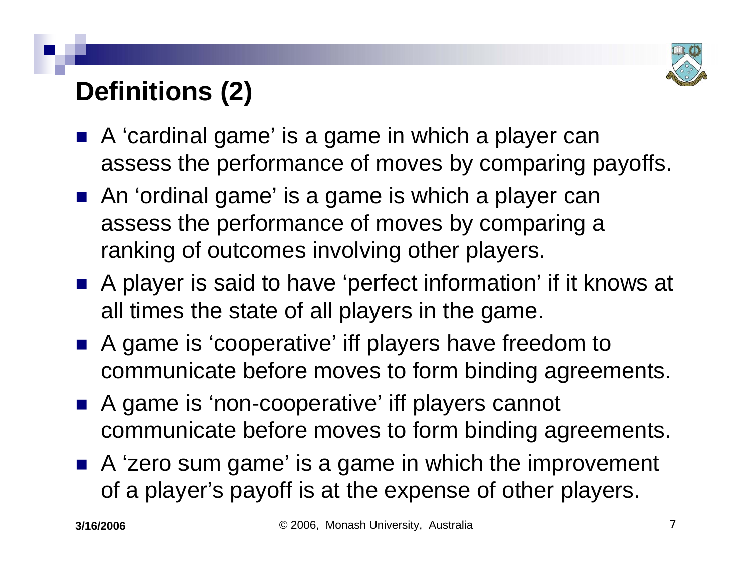# Definitions (2)

- A 'cardinal game' is a game in which a player can assess the performance of moves by comparing payoffs.
- An 'ordinal game' is a game is which a player can assess the performance of moves by comparing a ranking of outcomes involving other players.
- A player is said to have 'perfect information' if it knows at all times the state of all players in the game.
- A game is 'cooperative' iff players have freedom to communicate before moves to form binding agreements.
- A game is 'non-cooperative' iff players cannot communicate before moves to form binding agreements.
- A 'zero sum game' is a game in which the improvement of a player's payoff is at the expense of other players.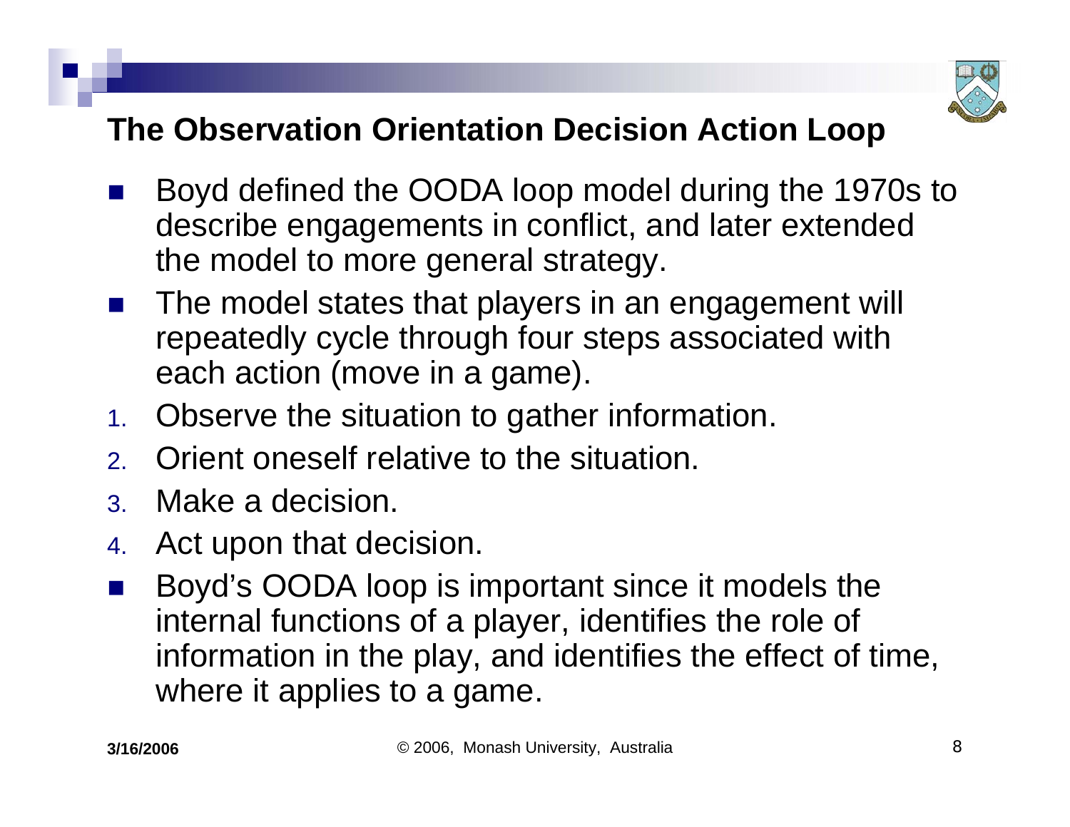## The Observation Orientation Decision Action Loop

- Boyd defined the OODA loop model during the 1970s to describe engagements in conflict, and later extended the model to more general strategy.
- The model states that players in an engagement will repeatedly cycle through four steps associated with each action (move in a game).

1. Observe the situation to gather information.
2. Orient oneself relative to the situation.
3. Make a decision.
4. Act upon that decision.

- Boyd's OODA loop is important since it models the internal functions of a player, identifies the role of information in the play, and identifies the effect of time, where it applies to a game.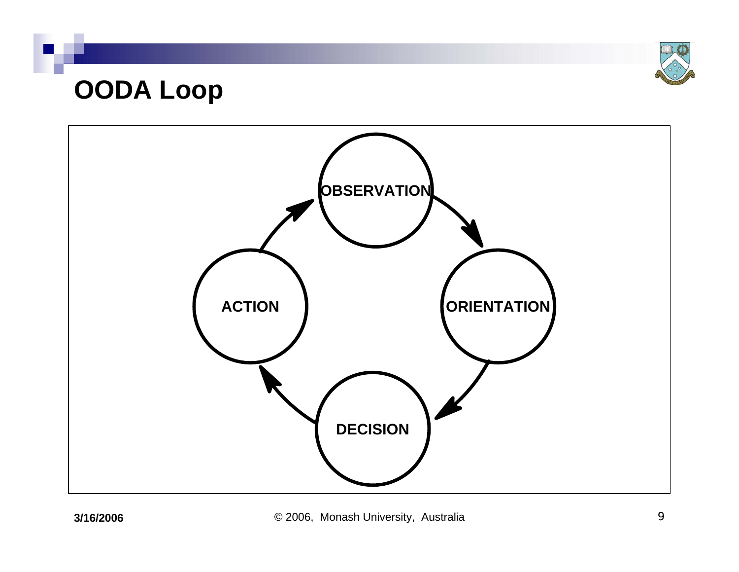# OODA Loop

OBSERVATION → ORIENTATION → DECISION → ACTION → OBSERVATION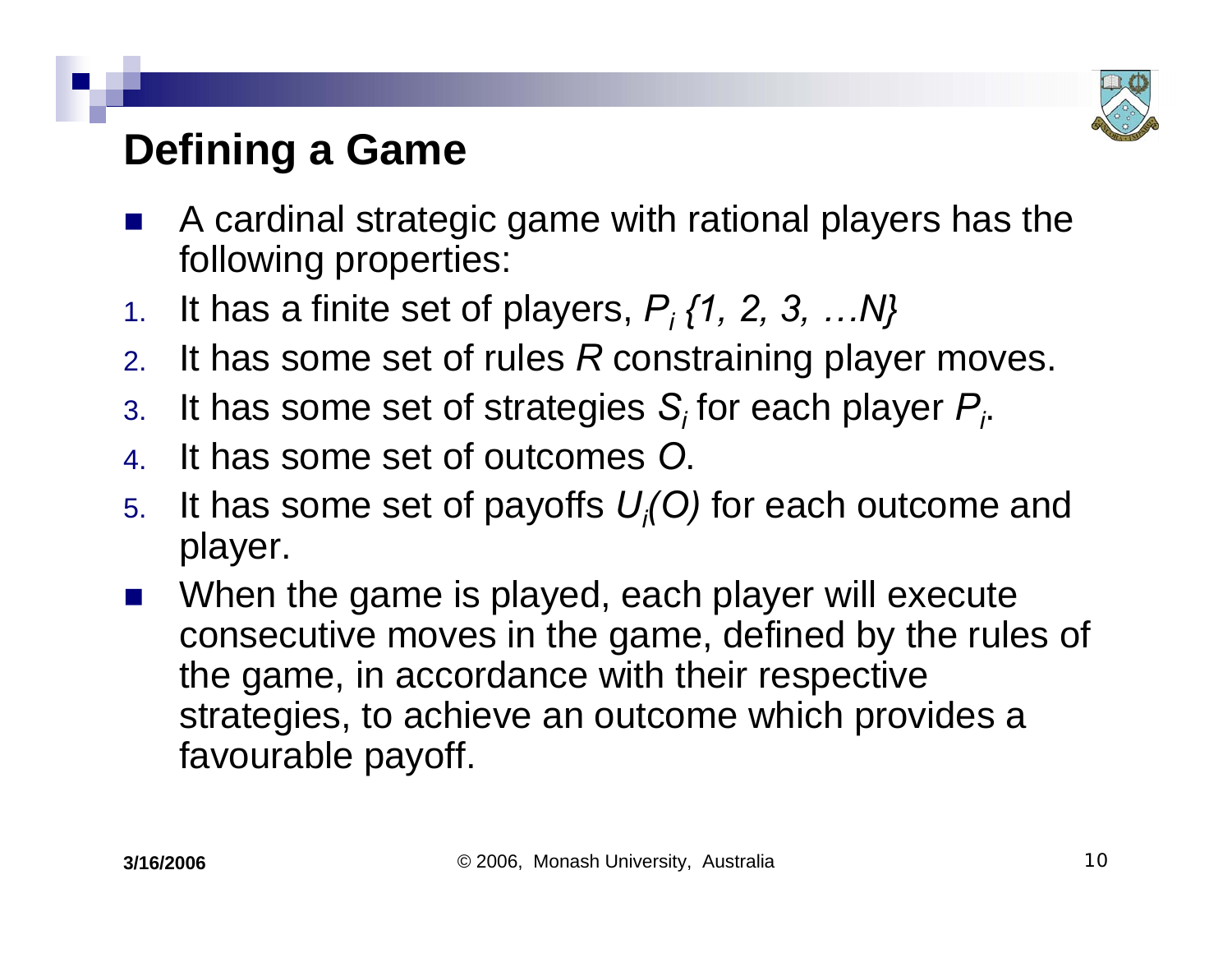# Defining a Game

- A cardinal strategic game with rational players has the following properties:

1. It has a finite set of players, $P_i$ *{1, 2, 3, …N}*
2. It has some set of rules *R* constraining player moves.
3. It has some set of strategies $S_i$ for each player $P_i$.
4. It has some set of outcomes *O*.
5. It has some set of payoffs $U_i(O)$ for each outcome and player.

- When the game is played, each player will execute consecutive moves in the game, defined by the rules of the game, in accordance with their respective strategies, to achieve an outcome which provides a favourable payoff.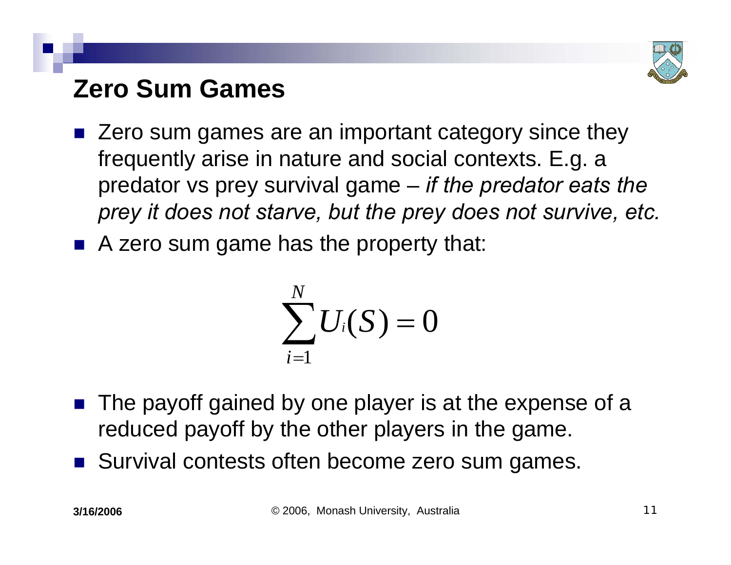# Zero Sum Games

- Zero sum games are an important category since they frequently arise in nature and social contexts. E.g. a predator vs prey survival game – *if the predator eats the prey it does not starve, but the prey does not survive, etc.*
- A zero sum game has the property that:

$$\sum_{i=1}^{N} U_i(S) = 0$$

- The payoff gained by one player is at the expense of a reduced payoff by the other players in the game.
- Survival contests often become zero sum games.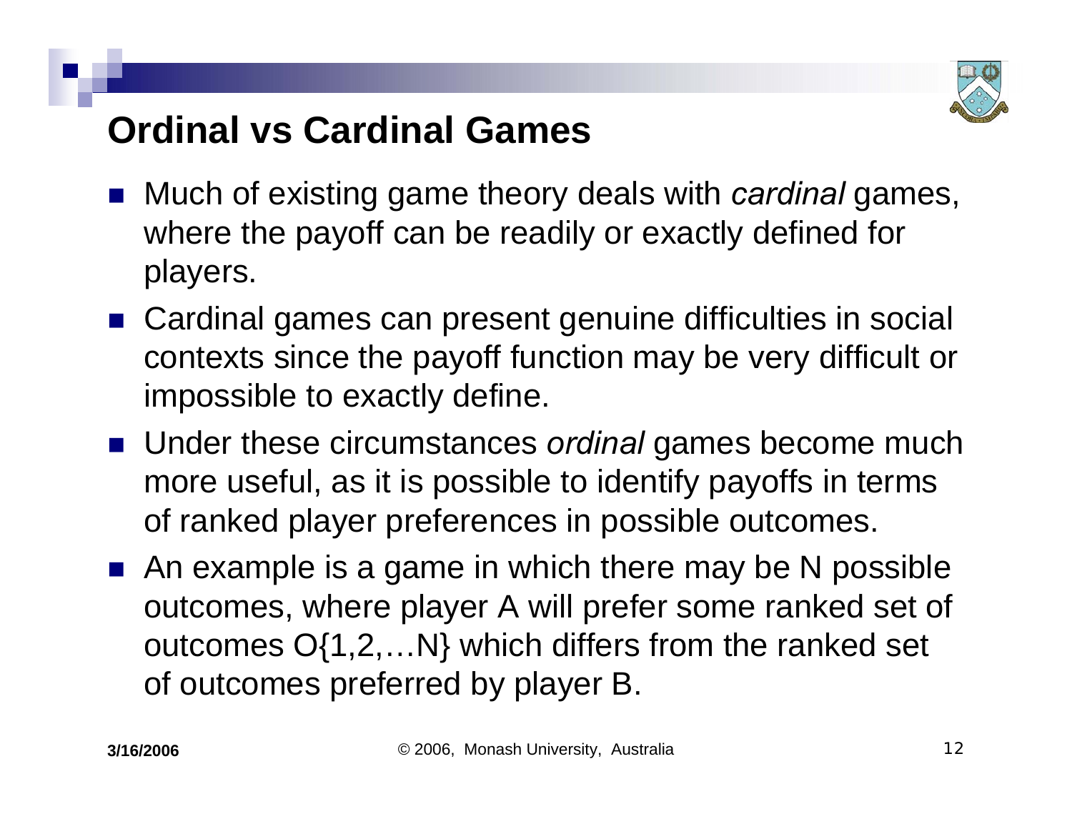# Ordinal vs Cardinal Games

- Much of existing game theory deals with *cardinal* games, where the payoff can be readily or exactly defined for players.
- Cardinal games can present genuine difficulties in social contexts since the payoff function may be very difficult or impossible to exactly define.
- Under these circumstances *ordinal* games become much more useful, as it is possible to identify payoffs in terms of ranked player preferences in possible outcomes.
- An example is a game in which there may be N possible outcomes, where player A will prefer some ranked set of outcomes O{1,2,…N} which differs from the ranked set of outcomes preferred by player B.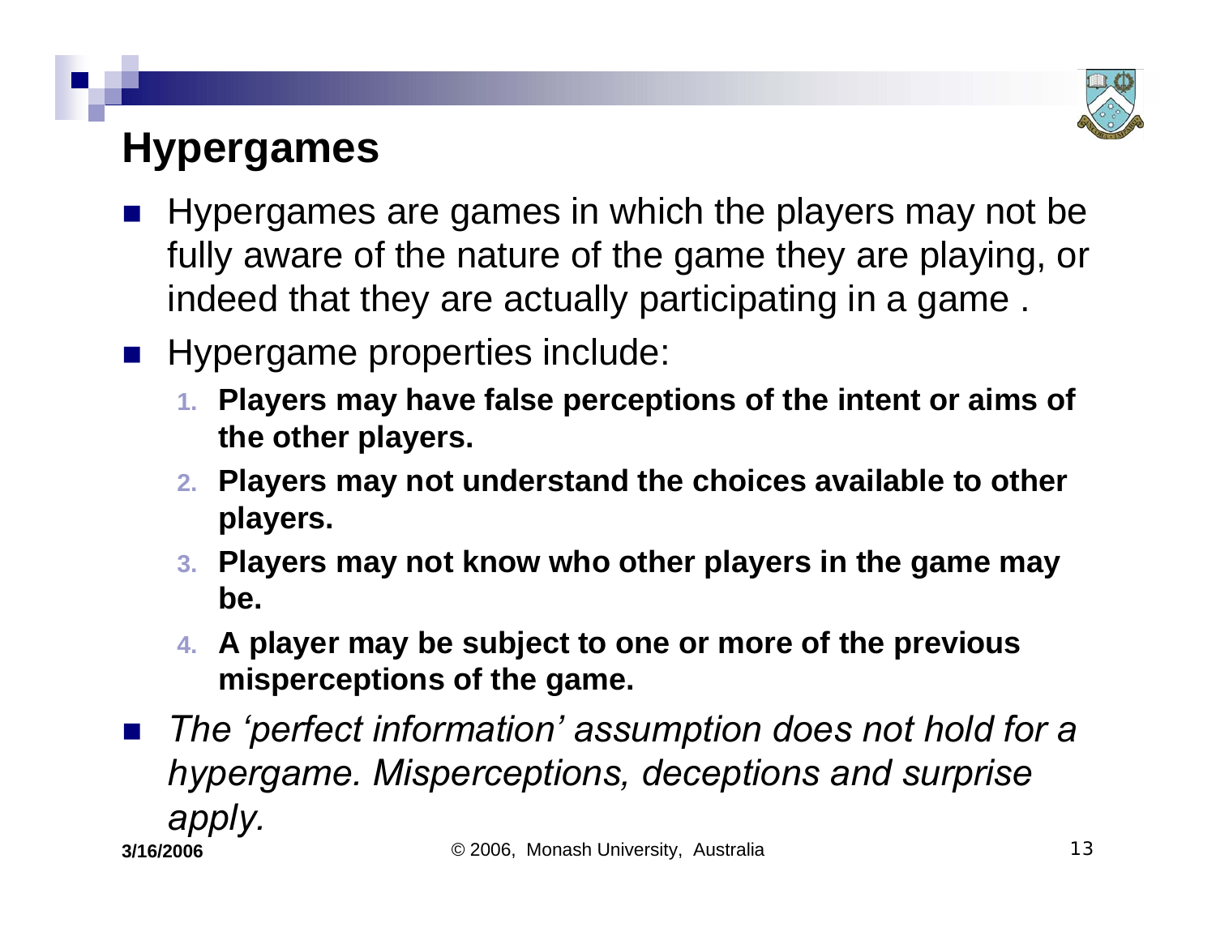# Hypergames

- Hypergames are games in which the players may not be fully aware of the nature of the game they are playing, or indeed that they are actually participating in a game .
- Hypergame properties include:
  1. **Players may have false perceptions of the intent or aims of the other players.**
  2. **Players may not understand the choices available to other players.**
  3. **Players may not know who other players in the game may be.**
  4. **A player may be subject to one or more of the previous misperceptions of the game.**
- *The 'perfect information' assumption does not hold for a hypergame. Misperceptions, deceptions and surprise apply.*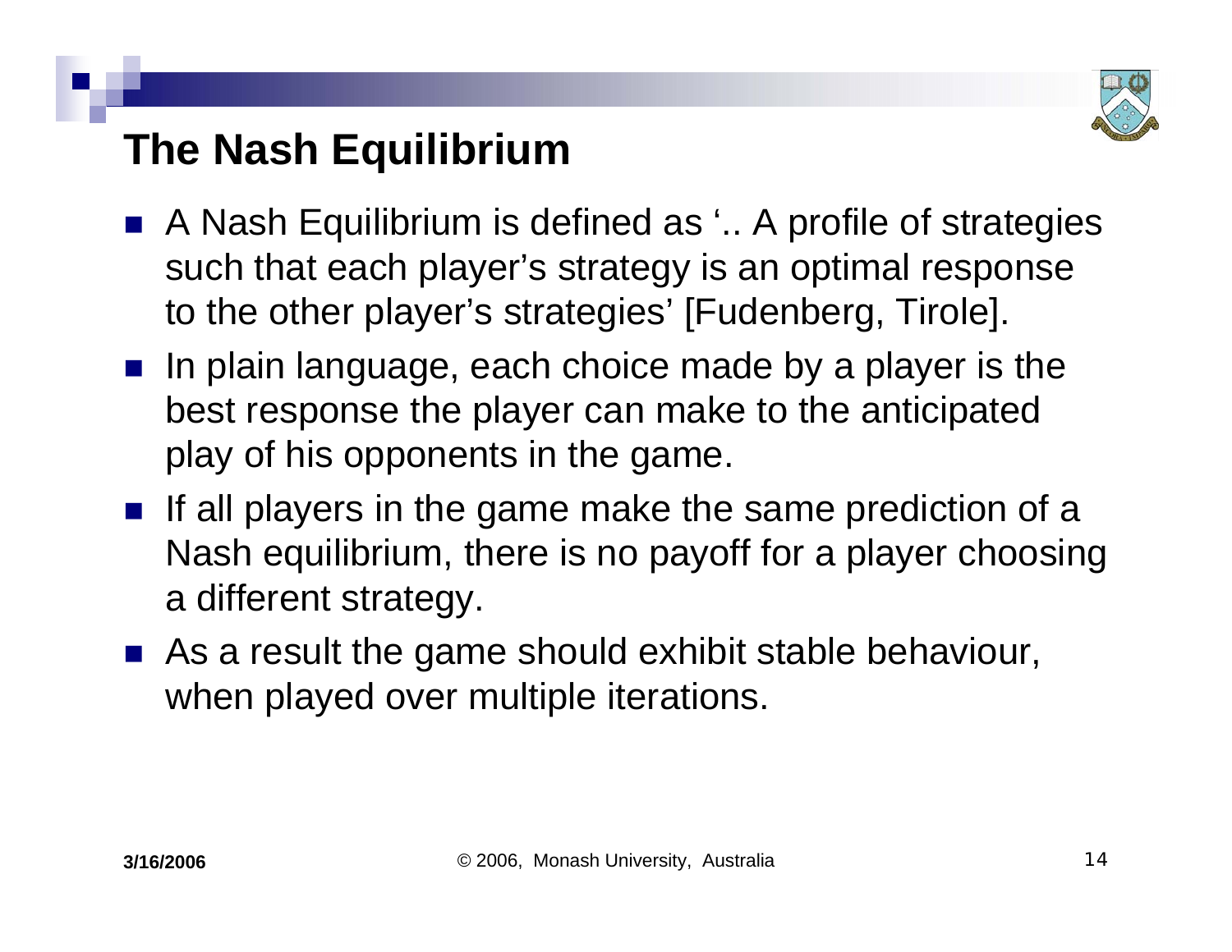# The Nash Equilibrium

- A Nash Equilibrium is defined as '.. A profile of strategies such that each player's strategy is an optimal response to the other player's strategies' [Fudenberg, Tirole].
- In plain language, each choice made by a player is the best response the player can make to the anticipated play of his opponents in the game.
- If all players in the game make the same prediction of a Nash equilibrium, there is no payoff for a player choosing a different strategy.
- As a result the game should exhibit stable behaviour, when played over multiple iterations.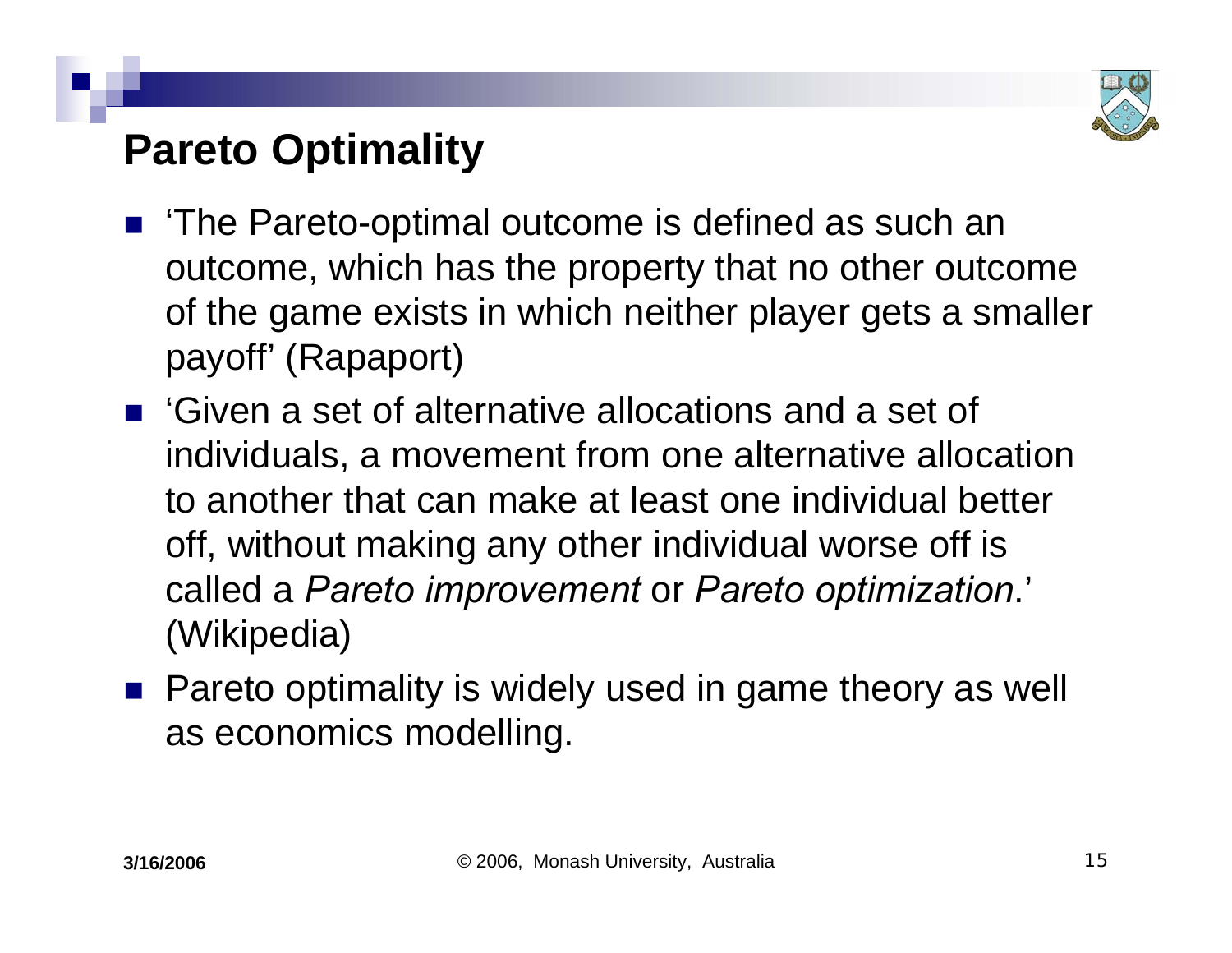# Pareto Optimality

- 'The Pareto-optimal outcome is defined as such an outcome, which has the property that no other outcome of the game exists in which neither player gets a smaller payoff' (Rapaport)
- 'Given a set of alternative allocations and a set of individuals, a movement from one alternative allocation to another that can make at least one individual better off, without making any other individual worse off is called a *Pareto improvement* or *Pareto optimization*.' (Wikipedia)
- Pareto optimality is widely used in game theory as well as economics modelling.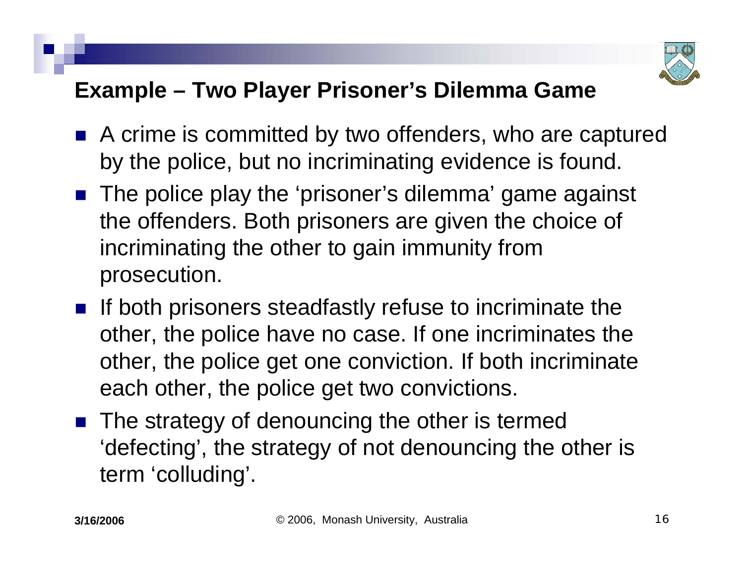## Example – Two Player Prisoner's Dilemma Game

- A crime is committed by two offenders, who are captured by the police, but no incriminating evidence is found.
- The police play the 'prisoner's dilemma' game against the offenders. Both prisoners are given the choice of incriminating the other to gain immunity from prosecution.
- If both prisoners steadfastly refuse to incriminate the other, the police have no case. If one incriminates the other, the police get one conviction. If both incriminate each other, the police get two convictions.
- The strategy of denouncing the other is termed 'defecting', the strategy of not denouncing the other is term 'colluding'.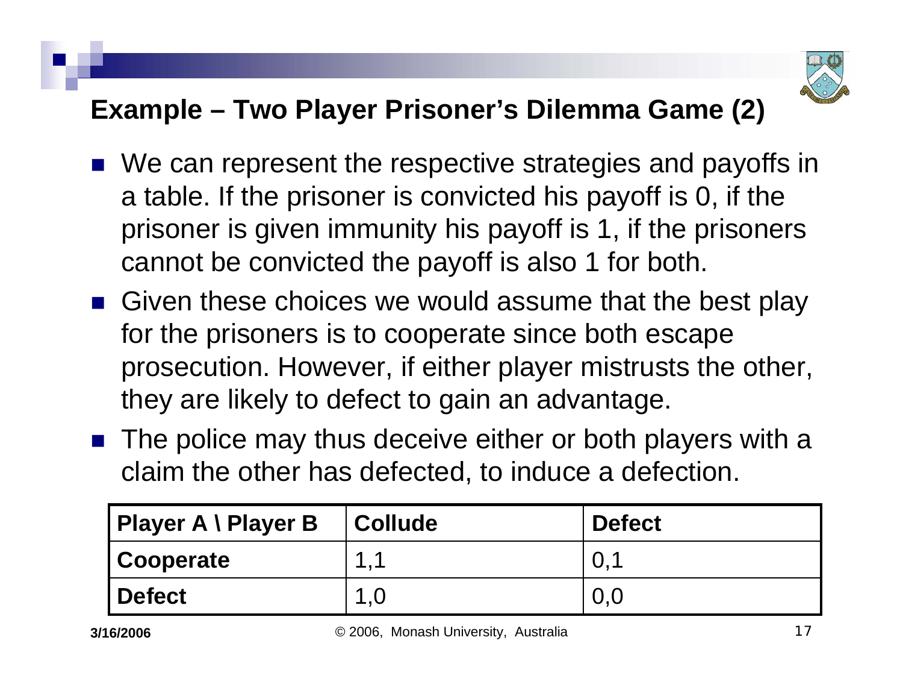## Example – Two Player Prisoner's Dilemma Game (2)

- We can represent the respective strategies and payoffs in a table. If the prisoner is convicted his payoff is 0, if the prisoner is given immunity his payoff is 1, if the prisoners cannot be convicted the payoff is also 1 for both.
- Given these choices we would assume that the best play for the prisoners is to cooperate since both escape prosecution. However, if either player mistrusts the other, they are likely to defect to gain an advantage.
- The police may thus deceive either or both players with a claim the other has defected, to induce a defection.

| **Player A \ Player B** | **Collude** | **Defect** |
|---|---|---|
| **Cooperate** | 1,1 | 0,1 |
| **Defect** | 1,0 | 0,0 |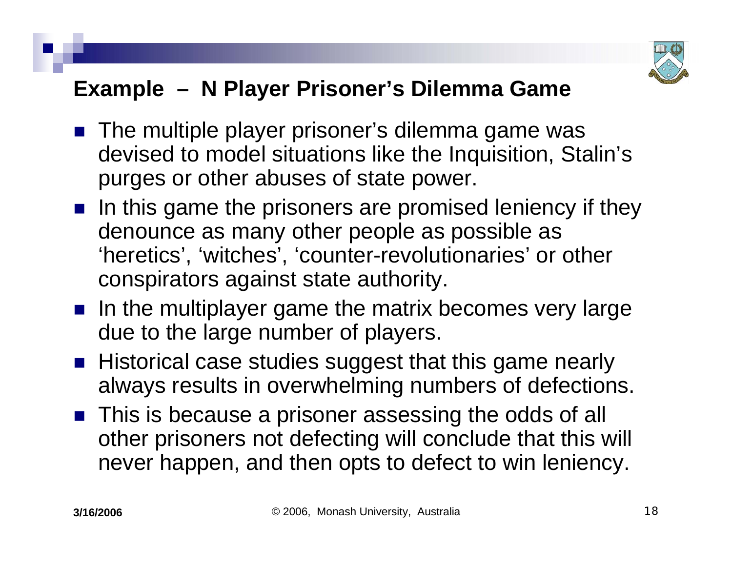## Example – N Player Prisoner's Dilemma Game

- The multiple player prisoner's dilemma game was devised to model situations like the Inquisition, Stalin's purges or other abuses of state power.
- In this game the prisoners are promised leniency if they denounce as many other people as possible as 'heretics', 'witches', 'counter-revolutionaries' or other conspirators against state authority.
- In the multiplayer game the matrix becomes very large due to the large number of players.
- Historical case studies suggest that this game nearly always results in overwhelming numbers of defections.
- This is because a prisoner assessing the odds of all other prisoners not defecting will conclude that this will never happen, and then opts to defect to win leniency.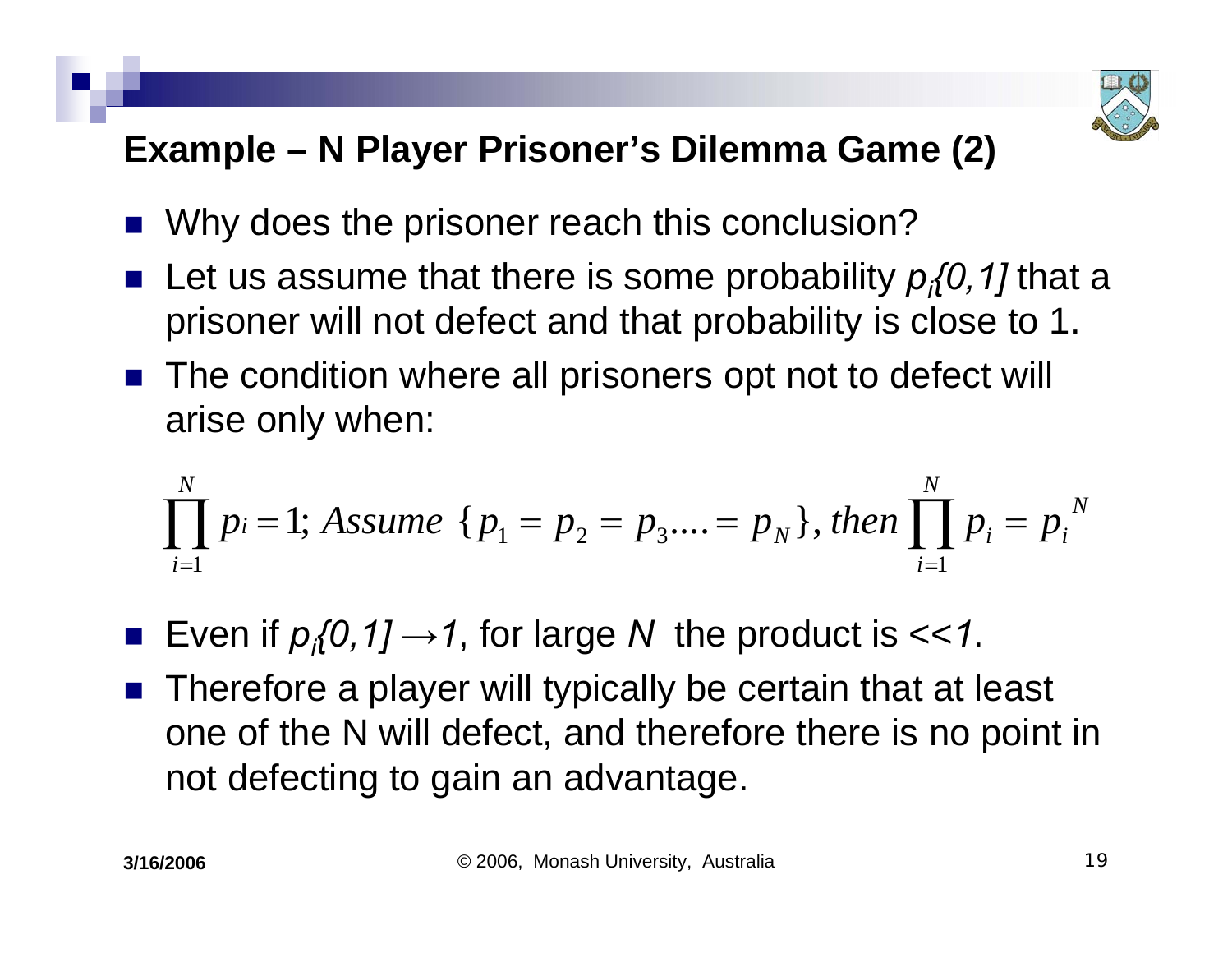## Example – N Player Prisoner's Dilemma Game (2)

- Why does the prisoner reach this conclusion?
- Let us assume that there is some probability $p_i\{0,1]$ that a prisoner will not defect and that probability is close to 1.
- The condition where all prisoners opt not to defect will arise only when:

$$\prod_{i=1}^{N} p_i = 1;\ Assume\ \{p_1 = p_2 = p_3 .... = p_N\},\ then \prod_{i=1}^{N} p_i = p_i^{\ N}$$

- Even if $p_i\{0,1] \rightarrow 1$, for large $N$ the product is $<<1$.
- Therefore a player will typically be certain that at least one of the N will defect, and therefore there is no point in not defecting to gain an advantage.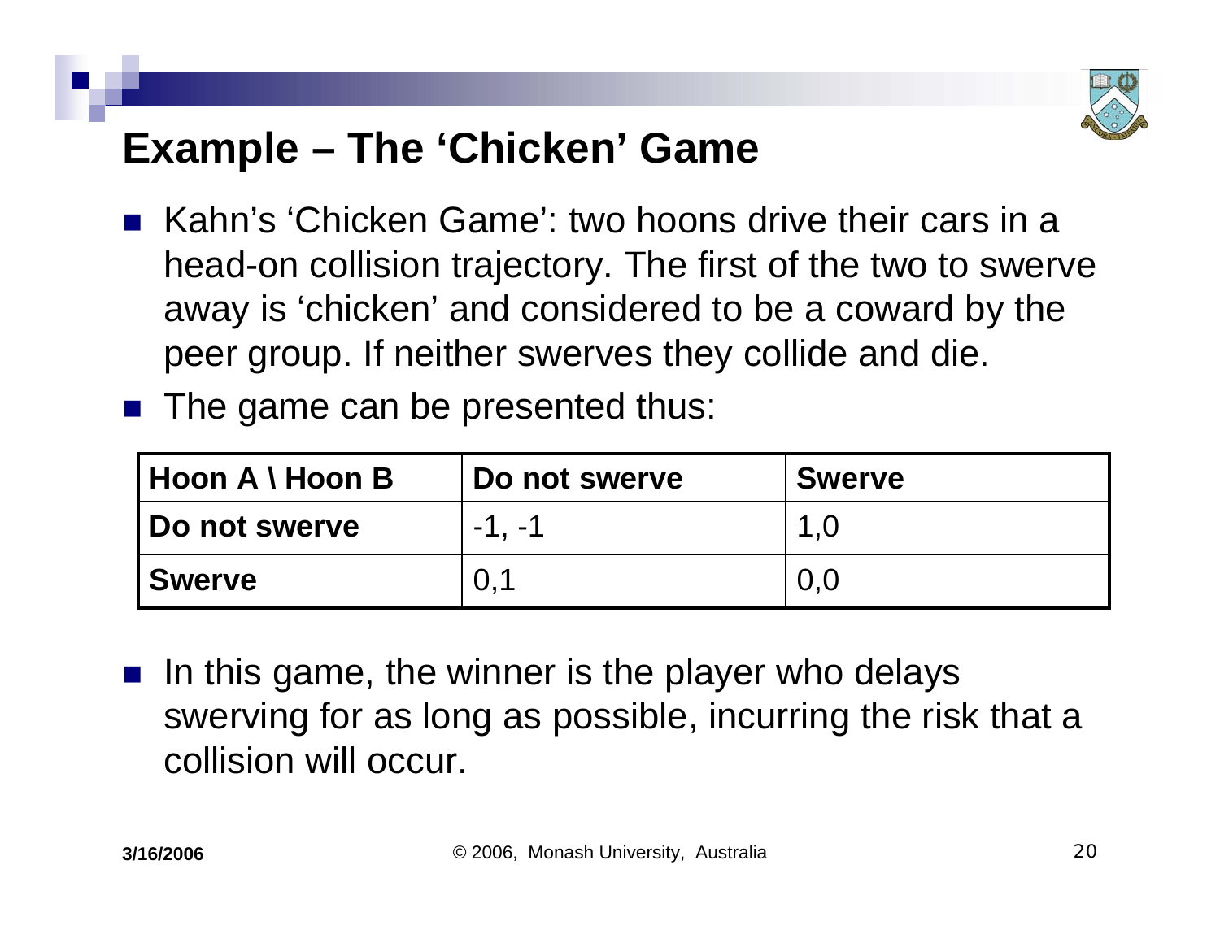# Example – The 'Chicken' Game

- Kahn's 'Chicken Game': two hoons drive their cars in a head-on collision trajectory. The first of the two to swerve away is 'chicken' and considered to be a coward by the peer group. If neither swerves they collide and die.
- The game can be presented thus:

| **Hoon A \ Hoon B** | **Do not swerve** | **Swerve** |
|---|---|---|
| **Do not swerve** | -1, -1 | 1,0 |
| **Swerve** | 0,1 | 0,0 |

- In this game, the winner is the player who delays swerving for as long as possible, incurring the risk that a collision will occur.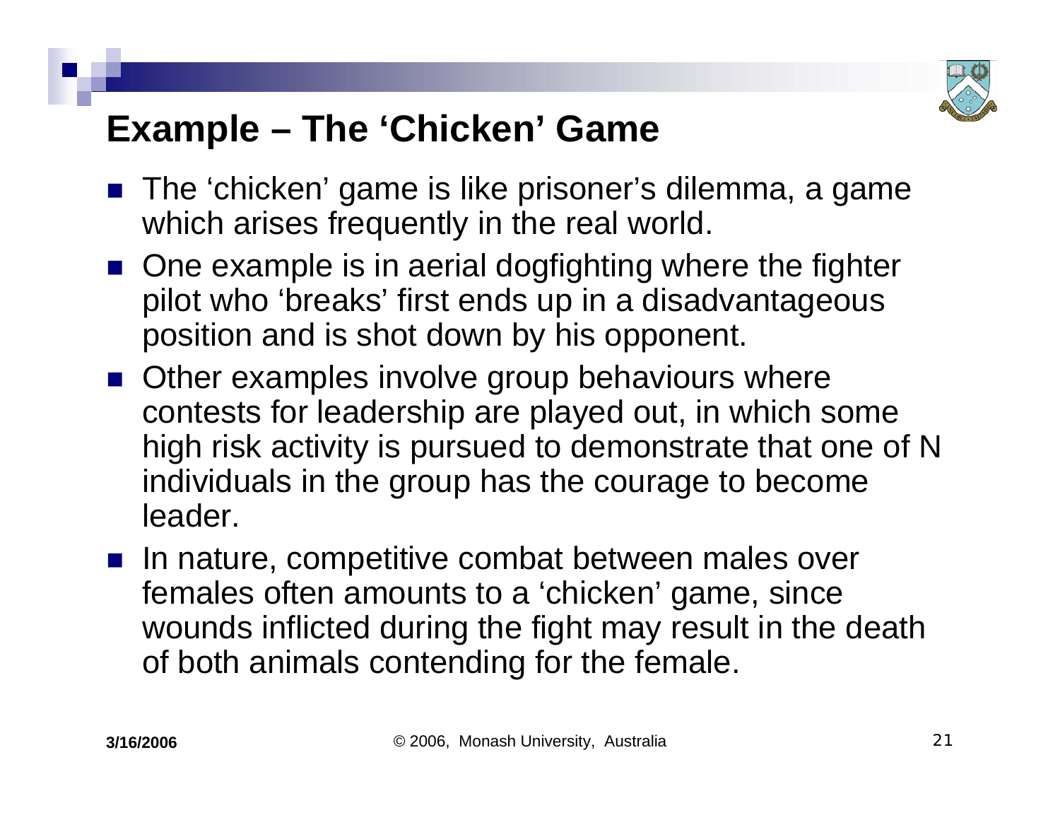# Example – The 'Chicken' Game

- The 'chicken' game is like prisoner's dilemma, a game which arises frequently in the real world.
- One example is in aerial dogfighting where the fighter pilot who 'breaks' first ends up in a disadvantageous position and is shot down by his opponent.
- Other examples involve group behaviours where contests for leadership are played out, in which some high risk activity is pursued to demonstrate that one of N individuals in the group has the courage to become leader.
- In nature, competitive combat between males over females often amounts to a 'chicken' game, since wounds inflicted during the fight may result in the death of both animals contending for the female.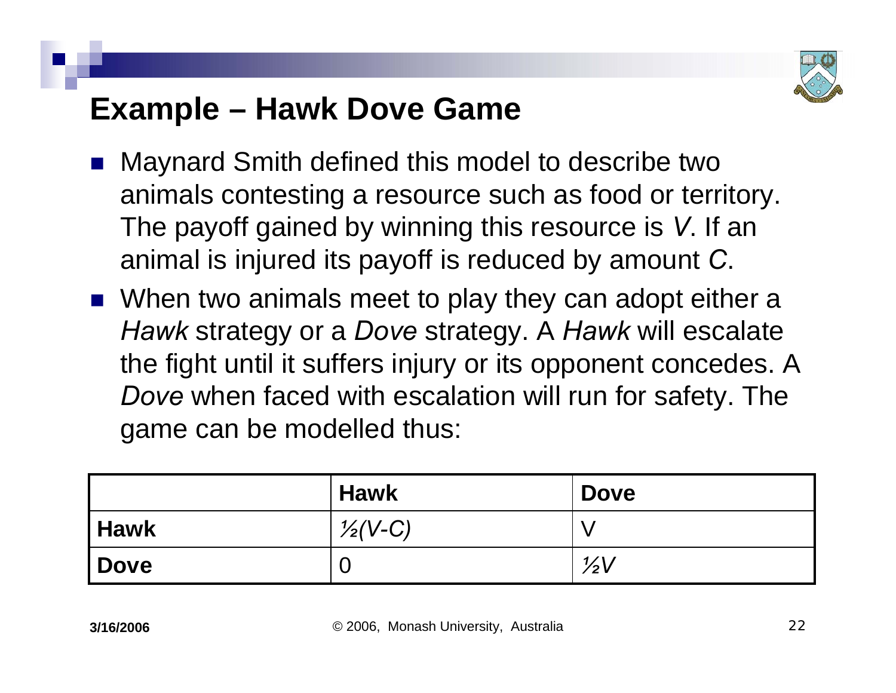## Example – Hawk Dove Game

- Maynard Smith defined this model to describe two animals contesting a resource such as food or territory. The payoff gained by winning this resource is $V$. If an animal is injured its payoff is reduced by amount $C$.
- When two animals meet to play they can adopt either a *Hawk* strategy or a *Dove* strategy. A *Hawk* will escalate the fight until it suffers injury or its opponent concedes. A *Dove* when faced with escalation will run for safety. The game can be modelled thus:

| | **Hawk** | **Dove** |
|---|---|---|
| **Hawk** | $\frac{1}{2}(V-C)$ | V |
| **Dove** | 0 | $\frac{1}{2}V$ |

3/16/2006 © 2006, Monash University, Australia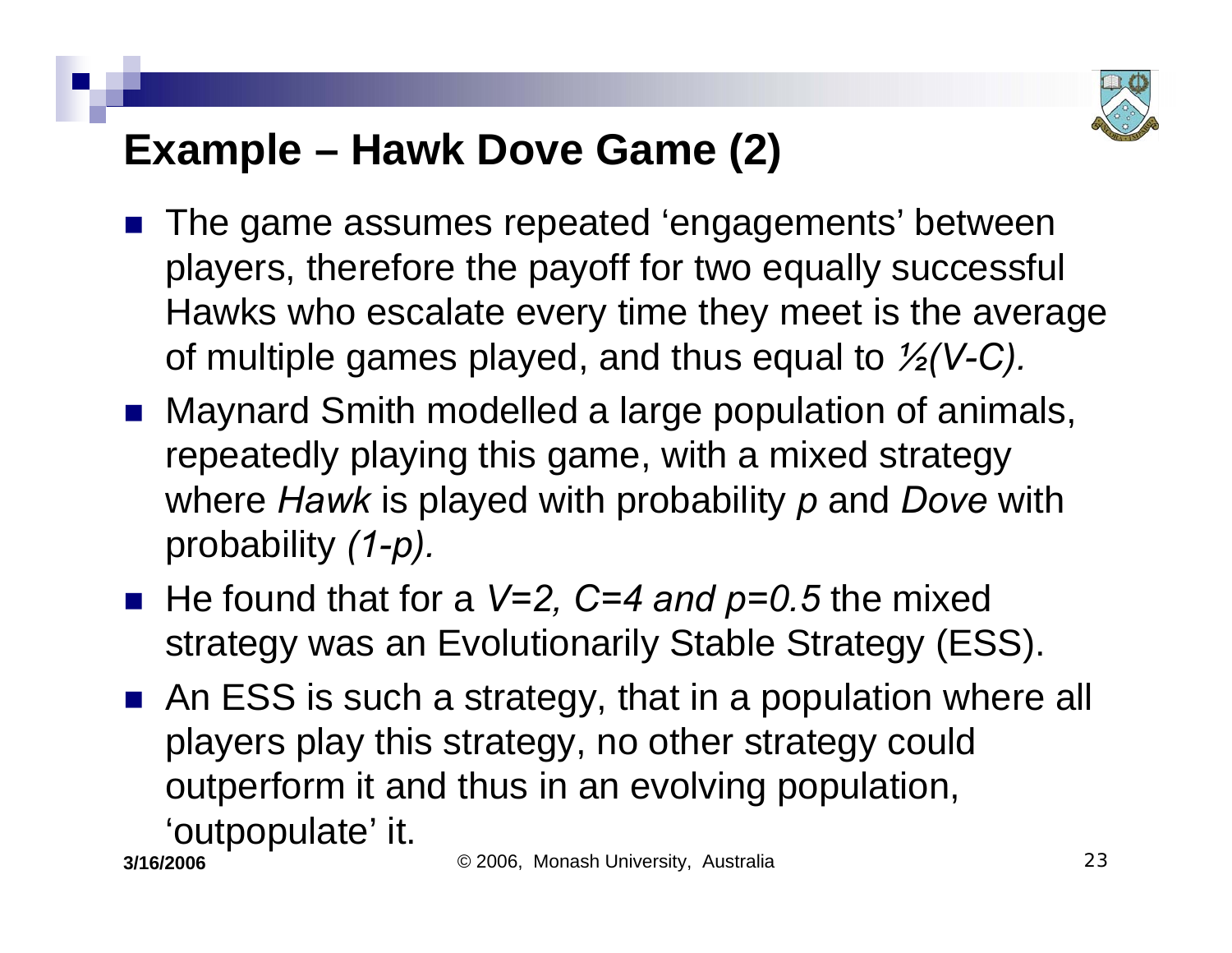## Example – Hawk Dove Game (2)

- The game assumes repeated 'engagements' between players, therefore the payoff for two equally successful Hawks who escalate every time they meet is the average of multiple games played, and thus equal to $\frac{1}{2}(V\text{-}C)$.
- Maynard Smith modelled a large population of animals, repeatedly playing this game, with a mixed strategy where *Hawk* is played with probability $p$ and *Dove* with probability $(1\text{-}p)$.
- He found that for a $V=2$, $C=4$ and $p=0.5$ the mixed strategy was an Evolutionarily Stable Strategy (ESS).
- An ESS is such a strategy, that in a population where all players play this strategy, no other strategy could outperform it and thus in an evolving population, 'outpopulate' it.

3/16/2006 © 2006, Monash University, Australia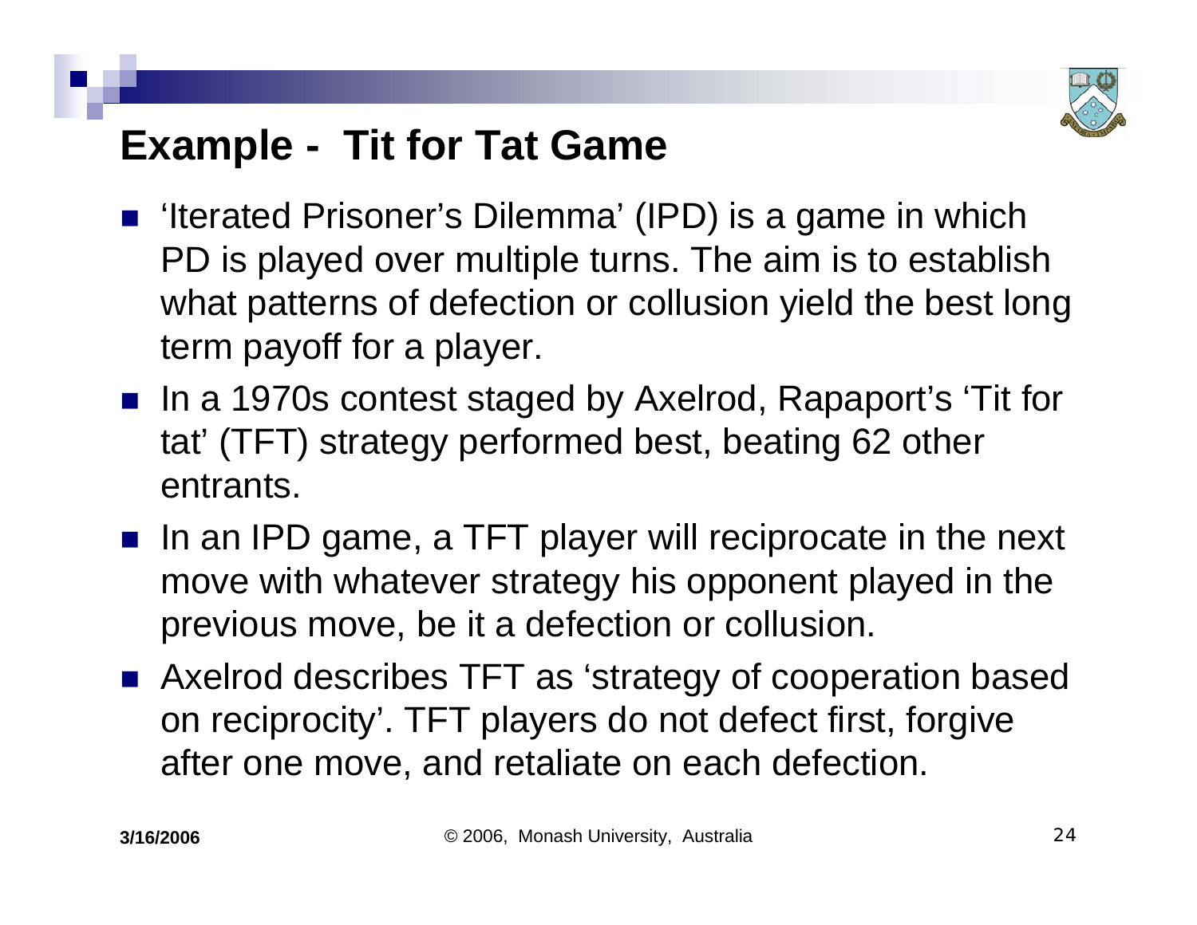## Example - Tit for Tat Game

- 'Iterated Prisoner's Dilemma' (IPD) is a game in which PD is played over multiple turns. The aim is to establish what patterns of defection or collusion yield the best long term payoff for a player.
- In a 1970s contest staged by Axelrod, Rapaport's 'Tit for tat' (TFT) strategy performed best, beating 62 other entrants.
- In an IPD game, a TFT player will reciprocate in the next move with whatever strategy his opponent played in the previous move, be it a defection or collusion.
- Axelrod describes TFT as 'strategy of cooperation based on reciprocity'. TFT players do not defect first, forgive after one move, and retaliate on each defection.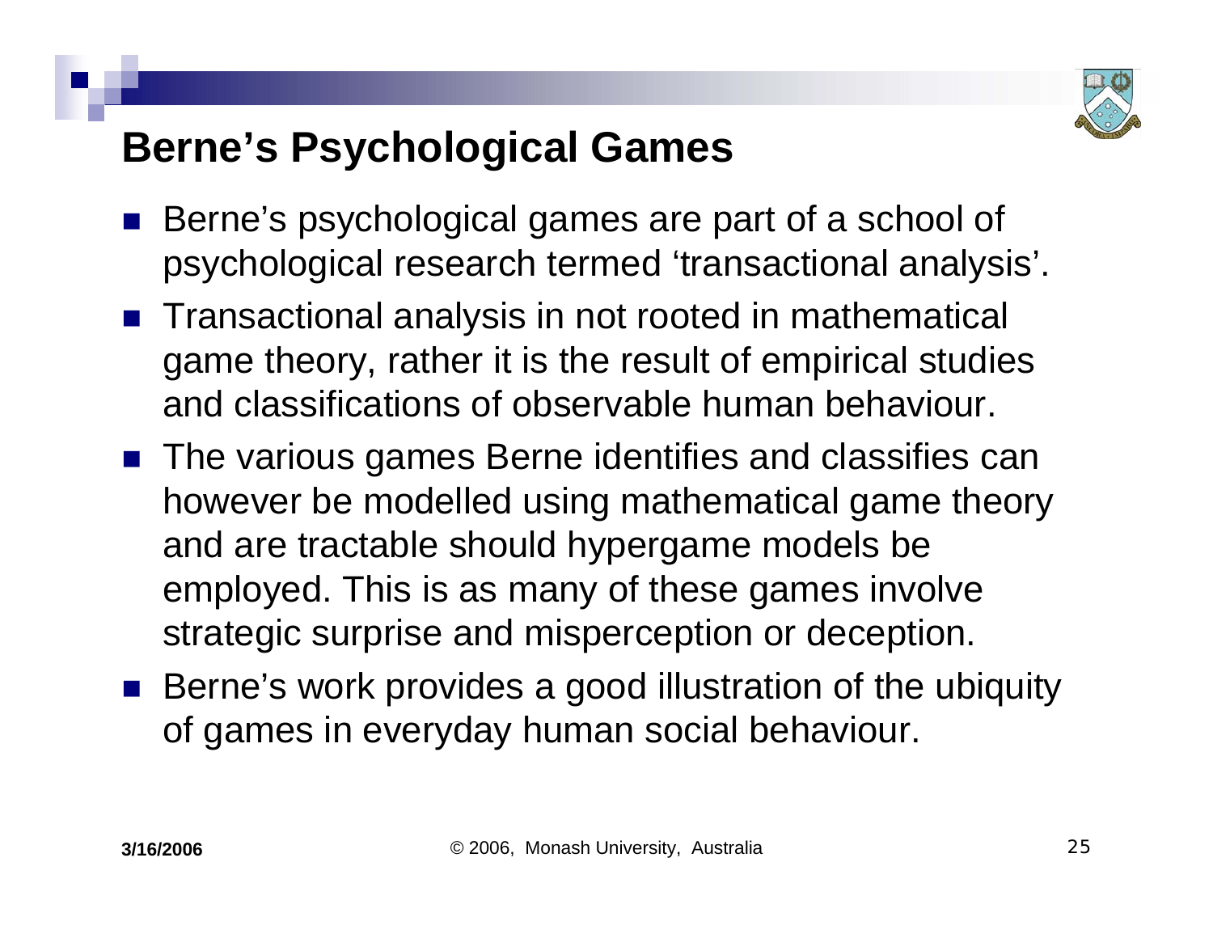## Berne's Psychological Games

- Berne's psychological games are part of a school of psychological research termed 'transactional analysis'.
- Transactional analysis in not rooted in mathematical game theory, rather it is the result of empirical studies and classifications of observable human behaviour.
- The various games Berne identifies and classifies can however be modelled using mathematical game theory and are tractable should hypergame models be employed. This is as many of these games involve strategic surprise and misperception or deception.
- Berne's work provides a good illustration of the ubiquity of games in everyday human social behaviour.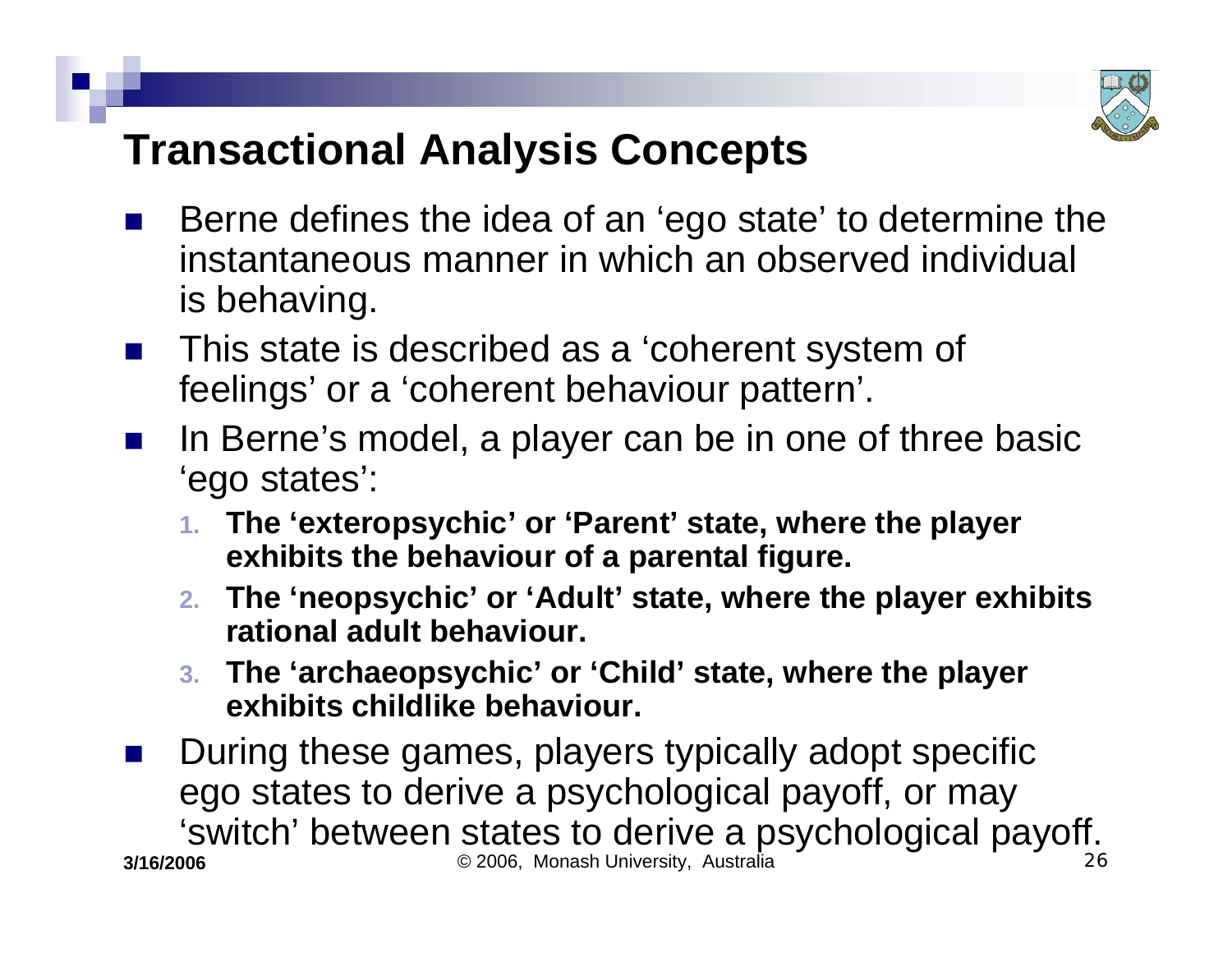# Transactional Analysis Concepts

- Berne defines the idea of an 'ego state' to determine the instantaneous manner in which an observed individual is behaving.
- This state is described as a 'coherent system of feelings' or a 'coherent behaviour pattern'.
- In Berne's model, a player can be in one of three basic 'ego states':
  1. **The 'exteropsychic' or 'Parent' state, where the player exhibits the behaviour of a parental figure.**
  2. **The 'neopsychic' or 'Adult' state, where the player exhibits rational adult behaviour.**
  3. **The 'archaeopsychic' or 'Child' state, where the player exhibits childlike behaviour.**
- During these games, players typically adopt specific ego states to derive a psychological payoff, or may 'switch' between states to derive a psychological payoff.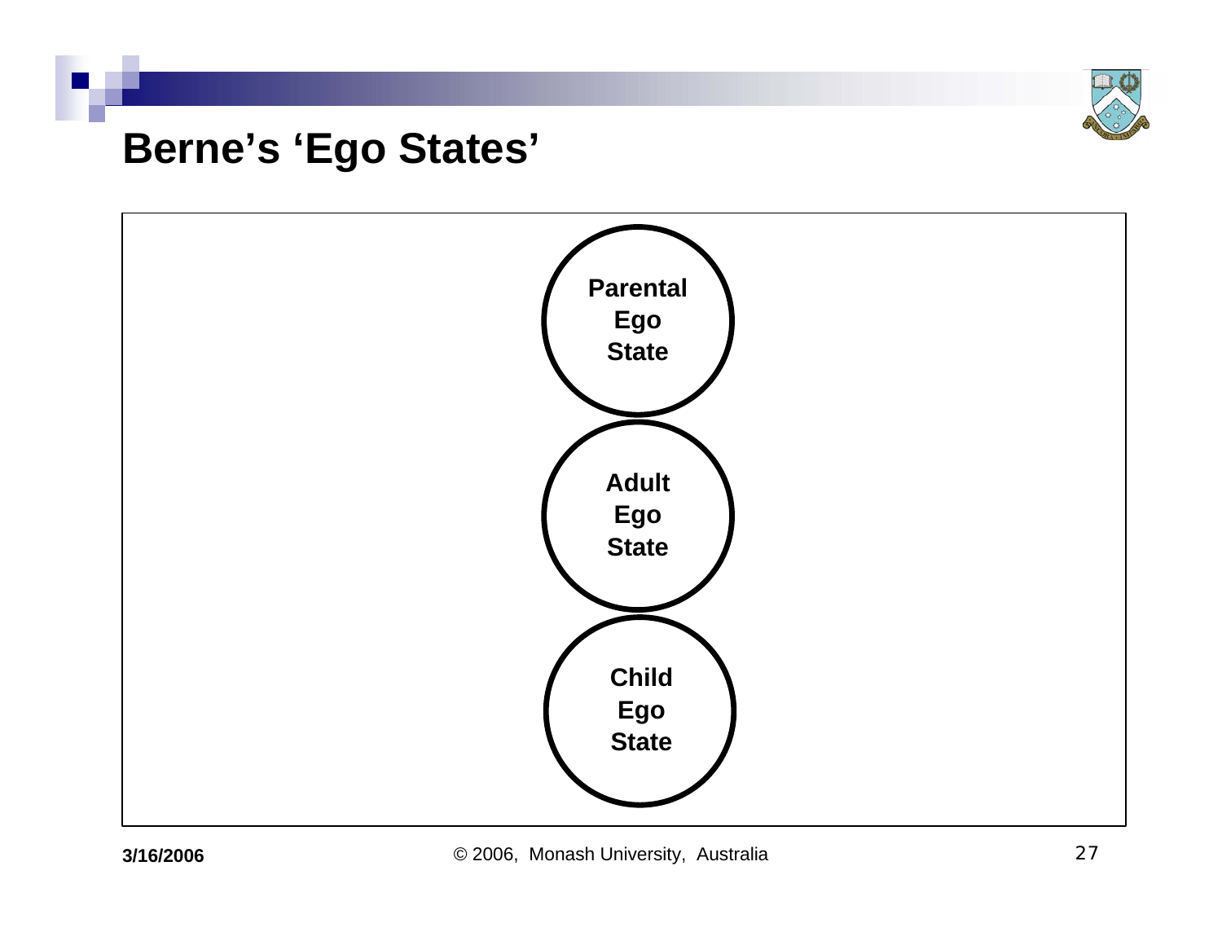# Berne's 'Ego States'

Parental Ego State

Adult Ego State

Child Ego State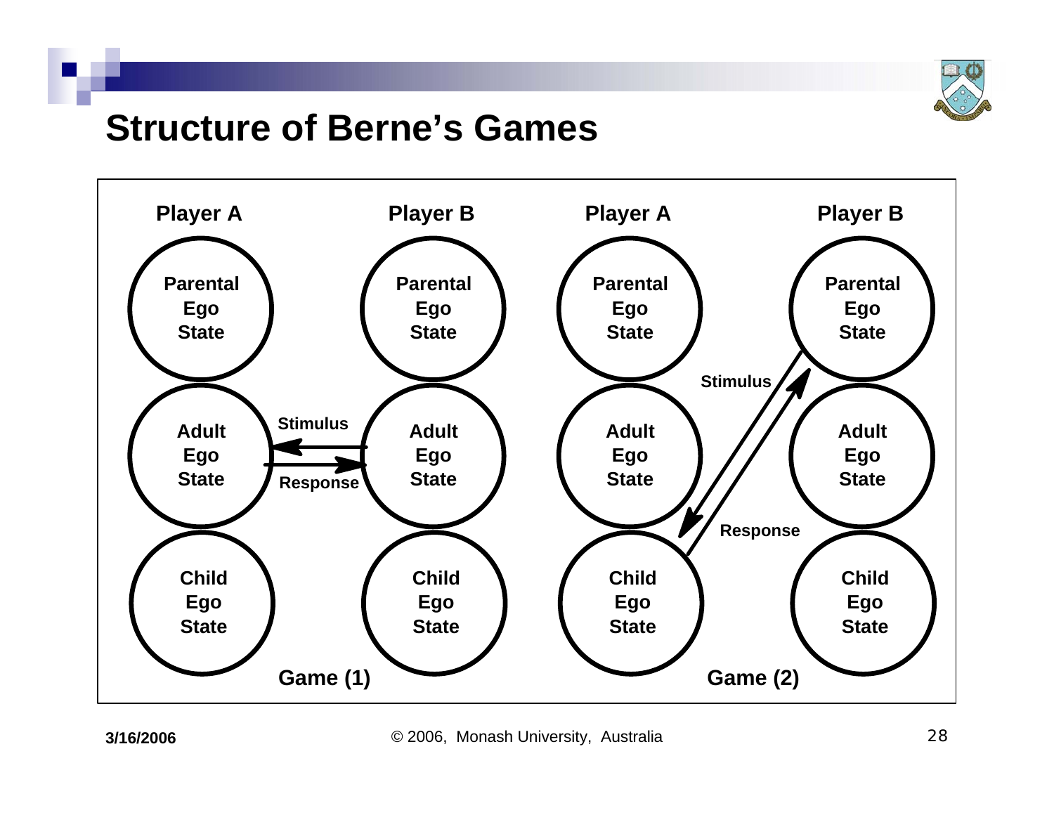# Structure of Berne's Games

Player A | Player B | Player A | Player B

Parental Ego State | Parental Ego State | Parental Ego State | Parental Ego State

Adult Ego State | Adult Ego State | Adult Ego State | Adult Ego State

Child Ego State | Child Ego State | Child Ego State | Child Ego State

Stimulus

Response

Game (1)

Stimulus

Response

Game (2)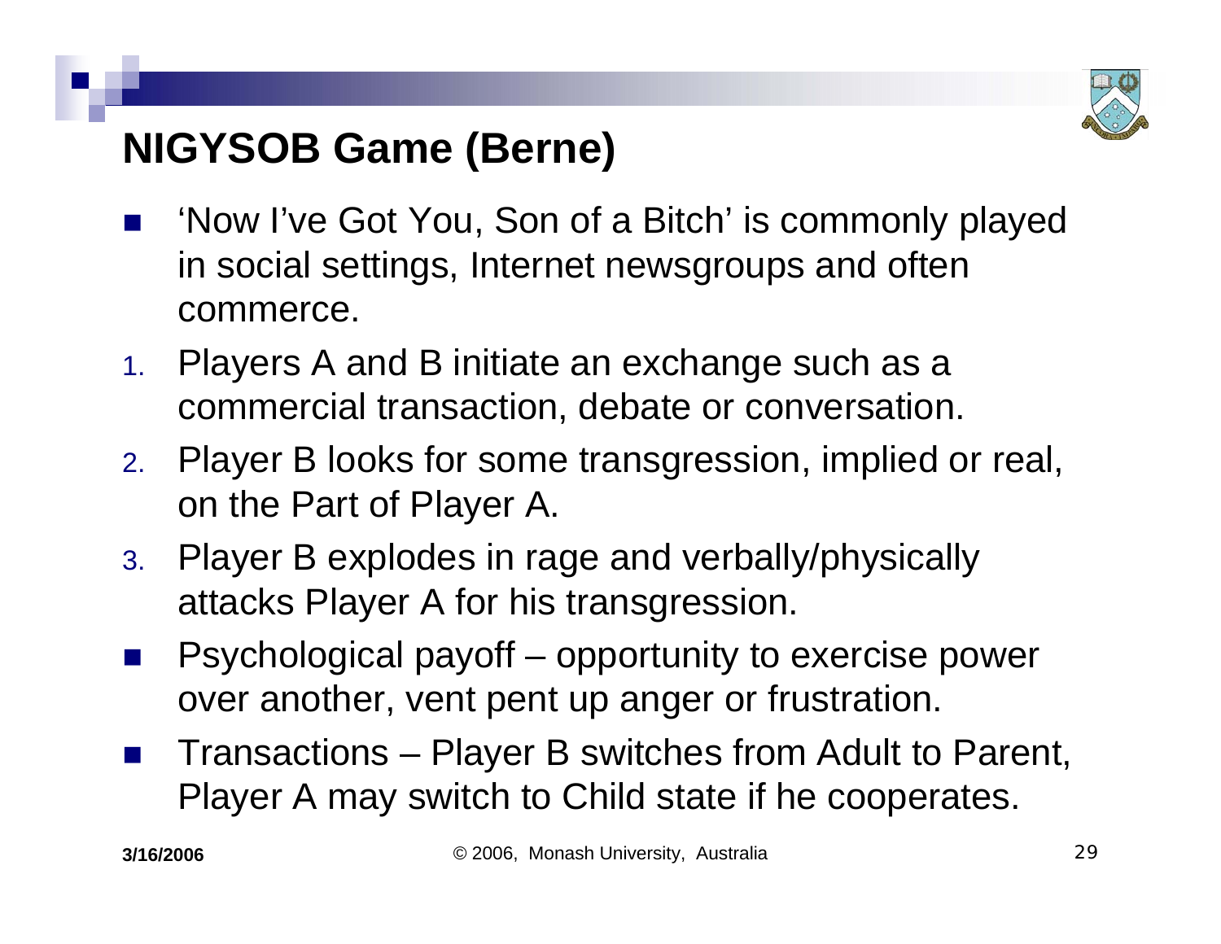# NIGYSOB Game (Berne)

- 'Now I've Got You, Son of a Bitch' is commonly played in social settings, Internet newsgroups and often commerce.

1. Players A and B initiate an exchange such as a commercial transaction, debate or conversation.
2. Player B looks for some transgression, implied or real, on the Part of Player A.
3. Player B explodes in rage and verbally/physically attacks Player A for his transgression.

- Psychological payoff – opportunity to exercise power over another, vent pent up anger or frustration.
- Transactions – Player B switches from Adult to Parent, Player A may switch to Child state if he cooperates.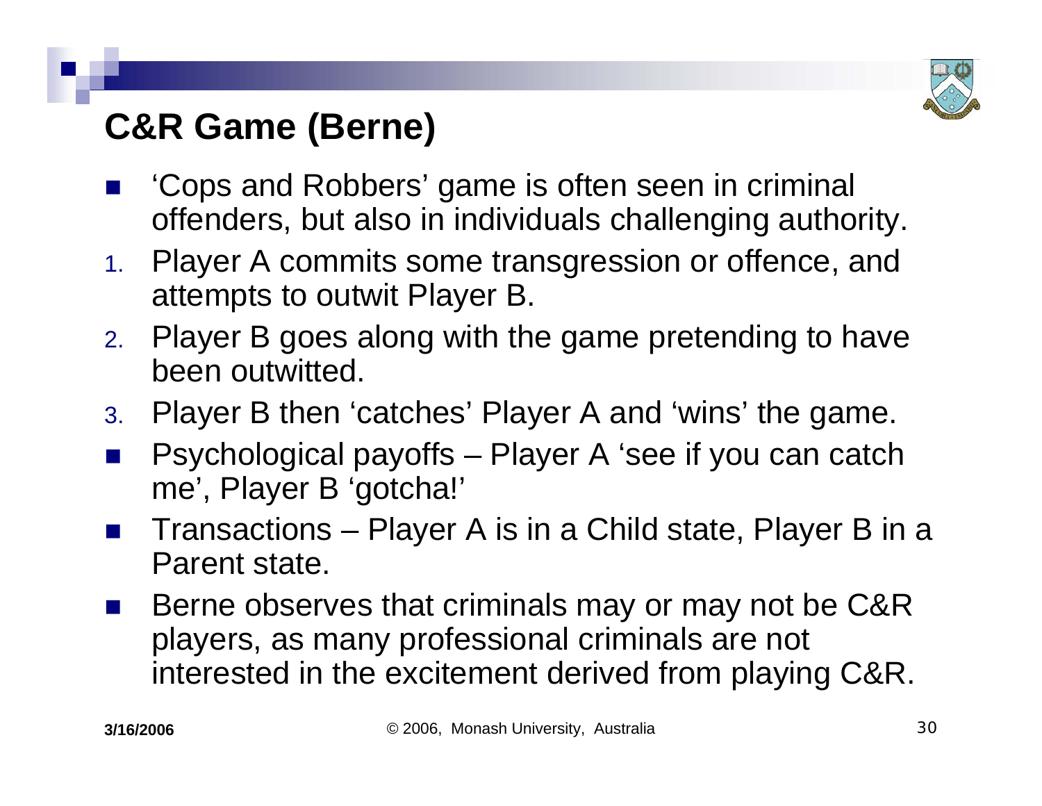## C&R Game (Berne)

- 'Cops and Robbers' game is often seen in criminal offenders, but also in individuals challenging authority.

1. Player A commits some transgression or offence, and attempts to outwit Player B.
2. Player B goes along with the game pretending to have been outwitted.
3. Player B then 'catches' Player A and 'wins' the game.

- Psychological payoffs – Player A 'see if you can catch me', Player B 'gotcha!'
- Transactions – Player A is in a Child state, Player B in a Parent state.
- Berne observes that criminals may or may not be C&R players, as many professional criminals are not interested in the excitement derived from playing C&R.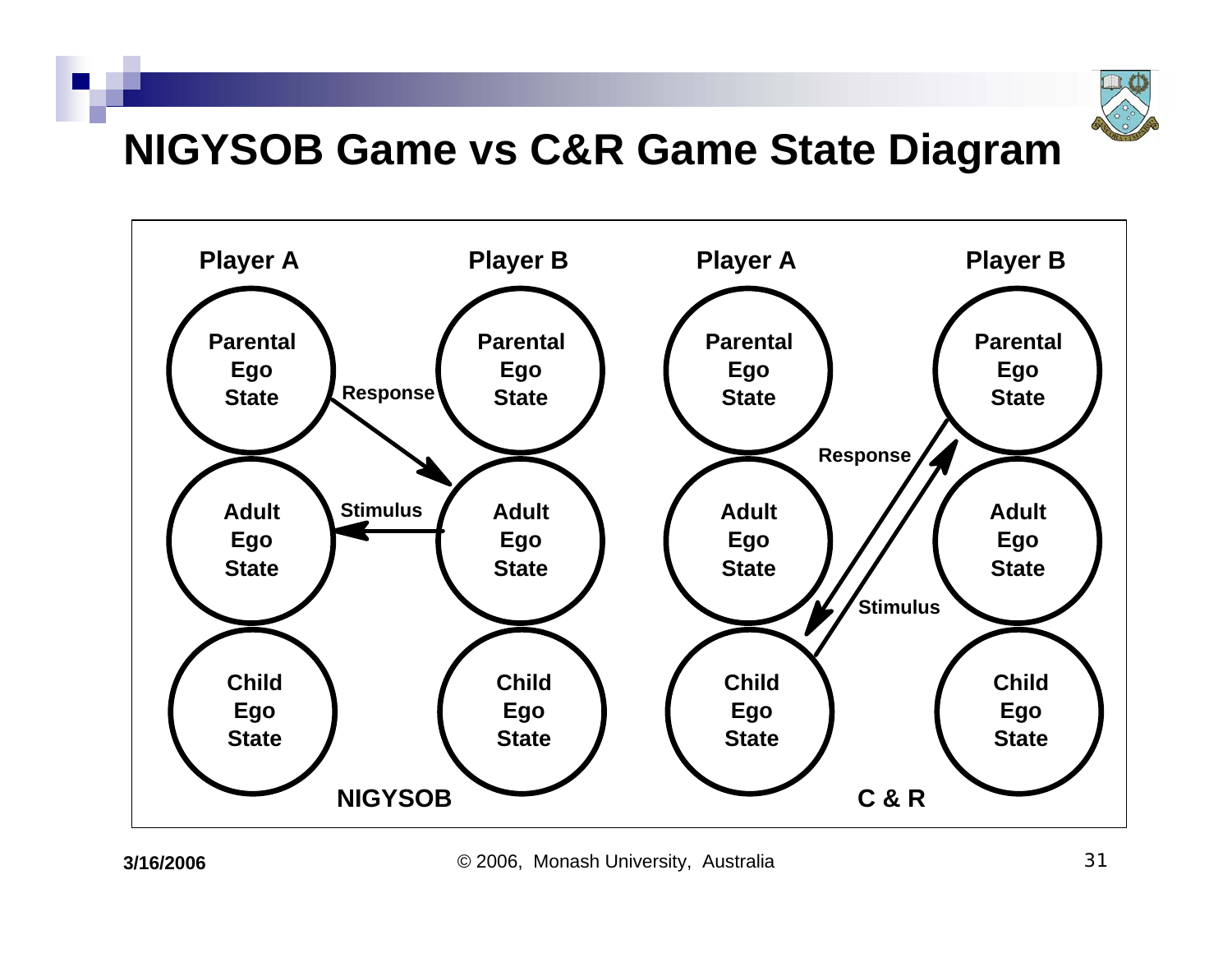# NIGYSOB Game vs C&R Game State Diagram

Player A | Player B | Player A | Player B

Parental Ego State | Parental Ego State | Parental Ego State | Parental Ego State

Adult Ego State | Adult Ego State | Adult Ego State | Adult Ego State

Child Ego State | Child Ego State | Child Ego State | Child Ego State

Response

Stimulus

Response

Stimulus

NIGYSOB

C & R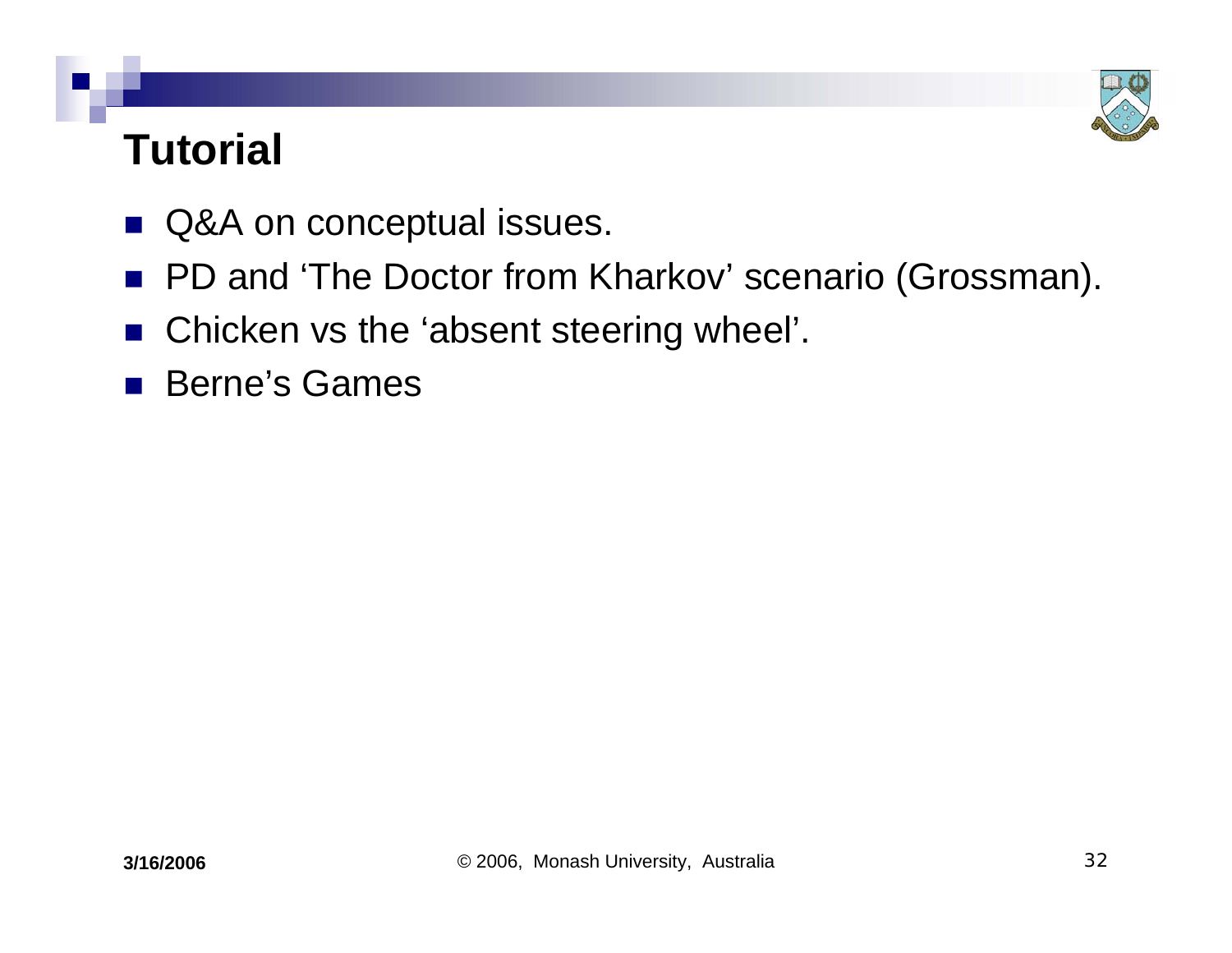# Tutorial

- Q&A on conceptual issues.
- PD and 'The Doctor from Kharkov' scenario (Grossman).
- Chicken vs the 'absent steering wheel'.
- Berne's Games